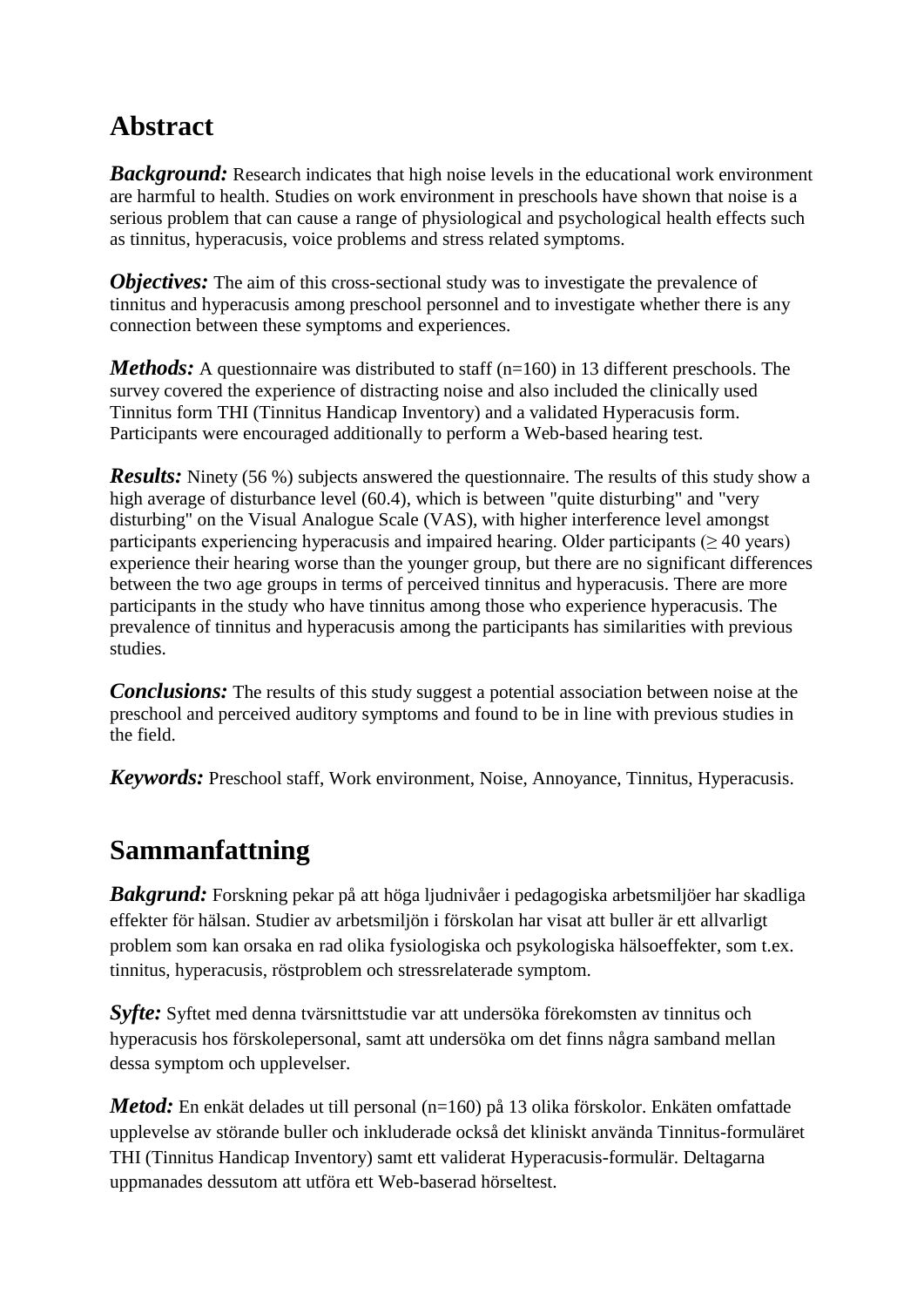## Abstract

***Background:*** Research indicates that high noise levels in the educational work environment are harmful to health. Studies on work environment in preschools have shown that noise is a serious problem that can cause a range of physiological and psychological health effects such as tinnitus, hyperacusis, voice problems and stress related symptoms.

***Objectives:*** The aim of this cross-sectional study was to investigate the prevalence of tinnitus and hyperacusis among preschool personnel and to investigate whether there is any connection between these symptoms and experiences.

***Methods:*** A questionnaire was distributed to staff (n=160) in 13 different preschools. The survey covered the experience of distracting noise and also included the clinically used Tinnitus form THI (Tinnitus Handicap Inventory) and a validated Hyperacusis form. Participants were encouraged additionally to perform a Web-based hearing test.

***Results:*** Ninety (56 %) subjects answered the questionnaire. The results of this study show a high average of disturbance level (60.4), which is between "quite disturbing" and "very disturbing" on the Visual Analogue Scale (VAS), with higher interference level amongst participants experiencing hyperacusis and impaired hearing. Older participants (≥ 40 years) experience their hearing worse than the younger group, but there are no significant differences between the two age groups in terms of perceived tinnitus and hyperacusis. There are more participants in the study who have tinnitus among those who experience hyperacusis. The prevalence of tinnitus and hyperacusis among the participants has similarities with previous studies.

***Conclusions:*** The results of this study suggest a potential association between noise at the preschool and perceived auditory symptoms and found to be in line with previous studies in the field.

***Keywords:*** Preschool staff, Work environment, Noise, Annoyance, Tinnitus, Hyperacusis.

## Sammanfattning

***Bakgrund:*** Forskning pekar på att höga ljudnivåer i pedagogiska arbetsmiljöer har skadliga effekter för hälsan. Studier av arbetsmiljön i förskolan har visat att buller är ett allvarligt problem som kan orsaka en rad olika fysiologiska och psykologiska hälsoeffekter, som t.ex. tinnitus, hyperacusis, röstproblem och stressrelaterade symptom.

***Syfte:*** Syftet med denna tvärsnittstudie var att undersöka förekomsten av tinnitus och hyperacusis hos förskolepersonal, samt att undersöka om det finns några samband mellan dessa symptom och upplevelser.

***Metod:*** En enkät delades ut till personal (n=160) på 13 olika förskolor. Enkäten omfattade upplevelse av störande buller och inkluderade också det kliniskt använda Tinnitus-formuläret THI (Tinnitus Handicap Inventory) samt ett validerat Hyperacusis-formulär. Deltagarna uppmanades dessutom att utföra ett Web-baserad hörseltest.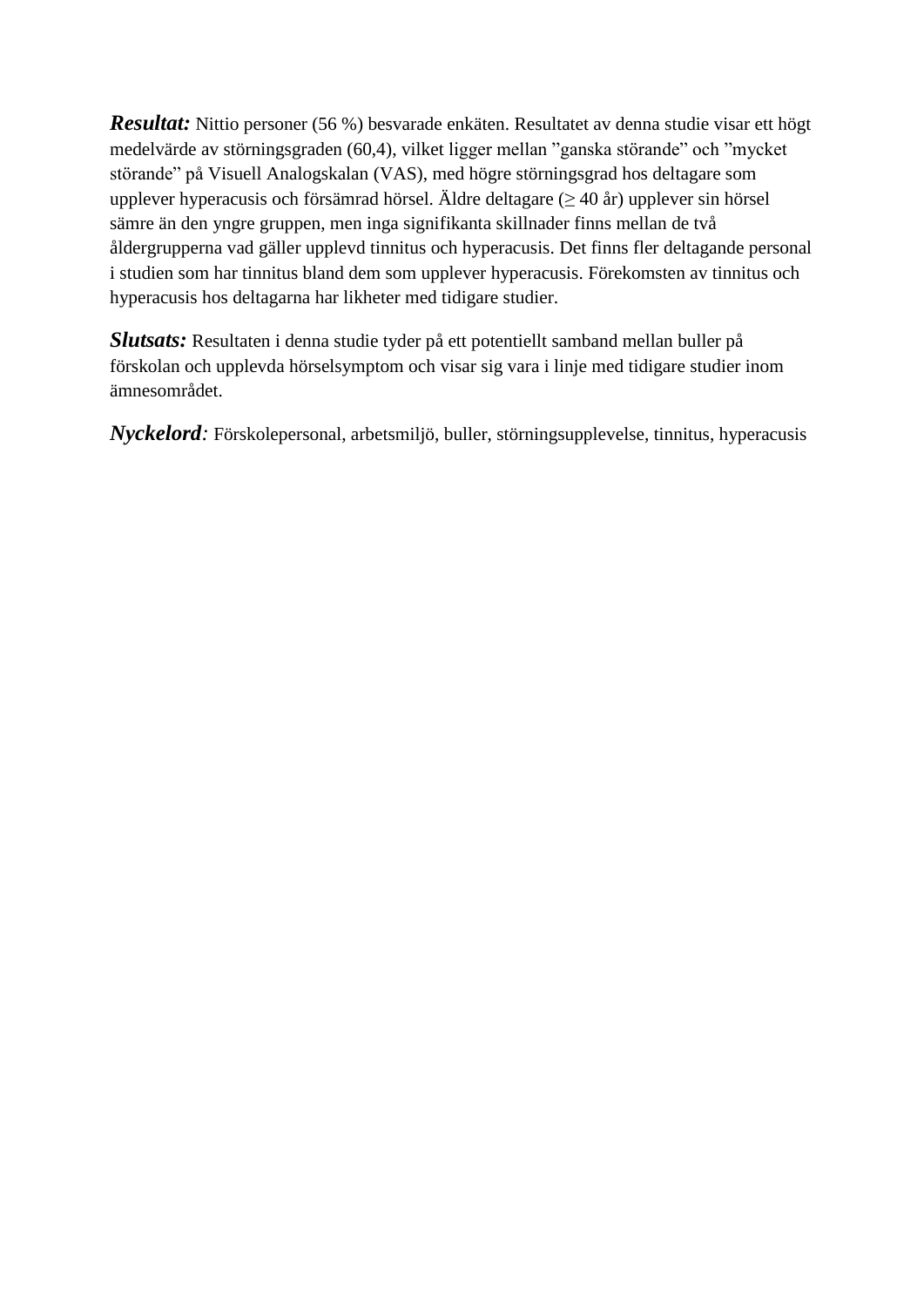***Resultat:*** Nittio personer (56 %) besvarade enkäten. Resultatet av denna studie visar ett högt medelvärde av störningsgraden (60,4), vilket ligger mellan ”ganska störande” och ”mycket störande” på Visuell Analogskalan (VAS), med högre störningsgrad hos deltagare som upplever hyperacusis och försämrad hörsel. Äldre deltagare (≥ 40 år) upplever sin hörsel sämre än den yngre gruppen, men inga signifikanta skillnader finns mellan de två åldergrupperna vad gäller upplevd tinnitus och hyperacusis. Det finns fler deltagande personal i studien som har tinnitus bland dem som upplever hyperacusis. Förekomsten av tinnitus och hyperacusis hos deltagarna har likheter med tidigare studier.

***Slutsats:*** Resultaten i denna studie tyder på ett potentiellt samband mellan buller på förskolan och upplevda hörselsymptom och visar sig vara i linje med tidigare studier inom ämnesområdet.

***Nyckelord**:* Förskolepersonal, arbetsmiljö, buller, störningsupplevelse, tinnitus, hyperacusis